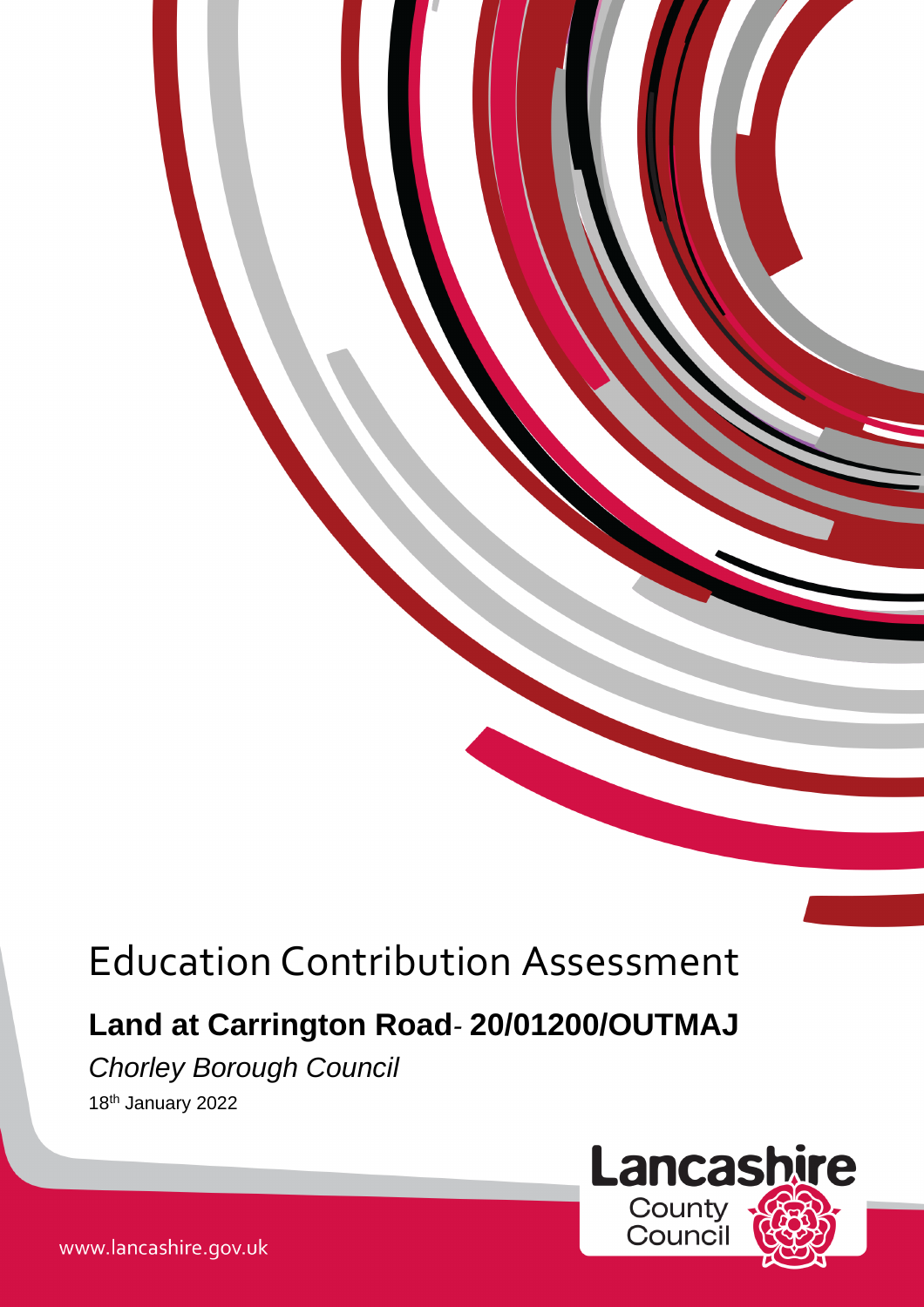# Education Contribution Assessment

## **Land at Carrington Road- 20/01200/OUTMAJ**

*Chorley Borough Council*

18th January 2022

www.lancashire.gov.uk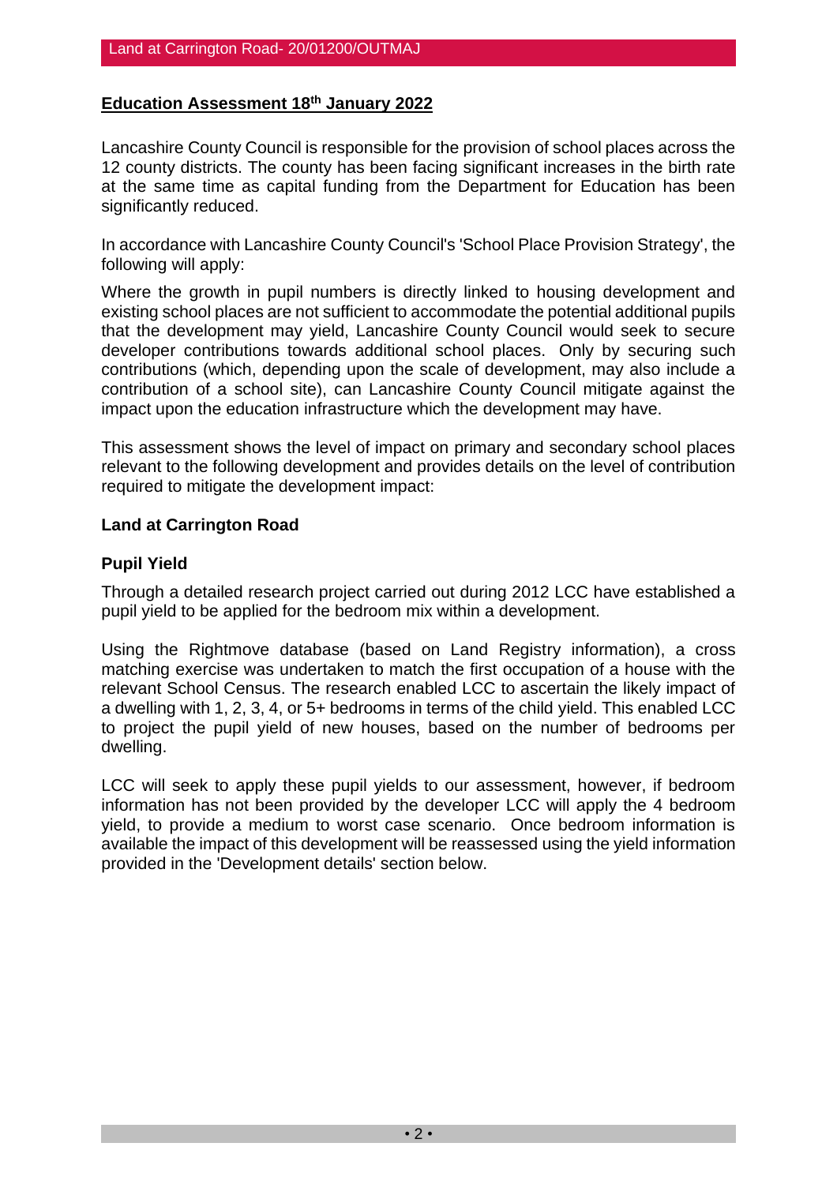## Education Assessment 18th January 2022

Lancashire County Council is responsible for the provision of school places across the 12 county districts. The county has been facing significant increases in the birth rate at the same time as capital funding from the Department for Education has been significantly reduced.

In accordance with Lancashire County Council's 'School Place Provision Strategy', the following will apply:

Where the growth in pupil numbers is directly linked to housing development and existing school places are not sufficient to accommodate the potential additional pupils that the development may yield, Lancashire County Council would seek to secure developer contributions towards additional school places. Only by securing such contributions (which, depending upon the scale of development, may also include a contribution of a school site), can Lancashire County Council mitigate against the impact upon the education infrastructure which the development may have.

This assessment shows the level of impact on primary and secondary school places relevant to the following development and provides details on the level of contribution required to mitigate the development impact:

**Land at Carrington Road**

### Pupil Yield

Through a detailed research project carried out during 2012 LCC have established a pupil yield to be applied for the bedroom mix within a development.

Using the Rightmove database (based on Land Registry information), a cross matching exercise was undertaken to match the first occupation of a house with the relevant School Census. The research enabled LCC to ascertain the likely impact of a dwelling with 1, 2, 3, 4, or 5+ bedrooms in terms of the child yield. This enabled LCC to project the pupil yield of new houses, based on the number of bedrooms per dwelling.

LCC will seek to apply these pupil yields to our assessment, however, if bedroom information has not been provided by the developer LCC will apply the 4 bedroom yield, to provide a medium to worst case scenario. Once bedroom information is available the impact of this development will be reassessed using the yield information provided in the 'Development details' section below.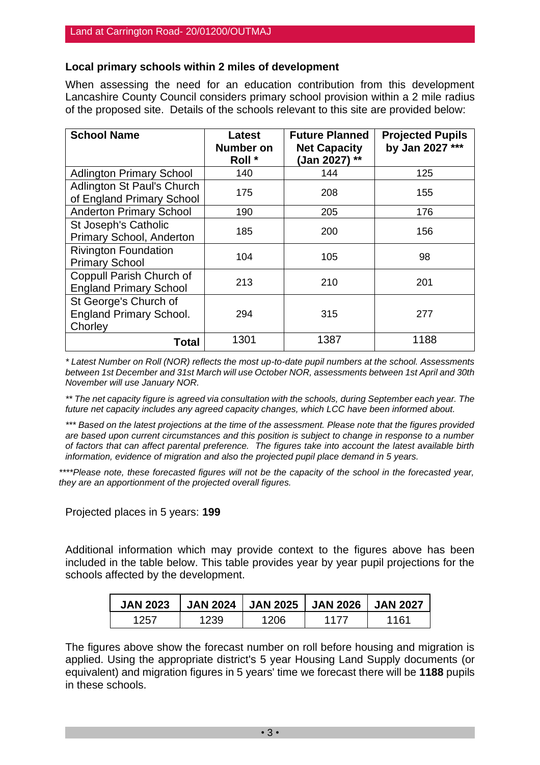Land at Carrington Road- 20/01200/OUTMAJ

### Local primary schools within 2 miles of development

When assessing the need for an education contribution from this development Lancashire County Council considers primary school provision within a 2 mile radius of the proposed site. Details of the schools relevant to this site are provided below:

| School Name | Latest Number on Roll * | Future Planned Net Capacity (Jan 2027) ** | Projected Pupils by Jan 2027 *** |
|---|---|---|---|
| Adlington Primary School | 140 | 144 | 125 |
| Adlington St Paul's Church of England Primary School | 175 | 208 | 155 |
| Anderton Primary School | 190 | 205 | 176 |
| St Joseph's Catholic Primary School, Anderton | 185 | 200 | 156 |
| Rivington Foundation Primary School | 104 | 105 | 98 |
| Coppull Parish Church of England Primary School | 213 | 210 | 201 |
| St George's Church of England Primary School. Chorley | 294 | 315 | 277 |
| **Total** | 1301 | 1387 | 1188 |

*\* Latest Number on Roll (NOR) reflects the most up-to-date pupil numbers at the school. Assessments between 1st December and 31st March will use October NOR, assessments between 1st April and 30th November will use January NOR.*

*\*\* The net capacity figure is agreed via consultation with the schools, during September each year. The future net capacity includes any agreed capacity changes, which LCC have been informed about.*

*\*\*\* Based on the latest projections at the time of the assessment. Please note that the figures provided are based upon current circumstances and this position is subject to change in response to a number of factors that can affect parental preference. The figures take into account the latest available birth information, evidence of migration and also the projected pupil place demand in 5 years.*

*\*\*\*\*Please note, these forecasted figures will not be the capacity of the school in the forecasted year, they are an apportionment of the projected overall figures.*

Projected places in 5 years: **199**

Additional information which may provide context to the figures above has been included in the table below. This table provides year by year pupil projections for the schools affected by the development.

| JAN 2023 | JAN 2024 | JAN 2025 | JAN 2026 | JAN 2027 |
|---|---|---|---|---|
| 1257 | 1239 | 1206 | 1177 | 1161 |

The figures above show the forecast number on roll before housing and migration is applied. Using the appropriate district's 5 year Housing Land Supply documents (or equivalent) and migration figures in 5 years' time we forecast there will be **1188** pupils in these schools.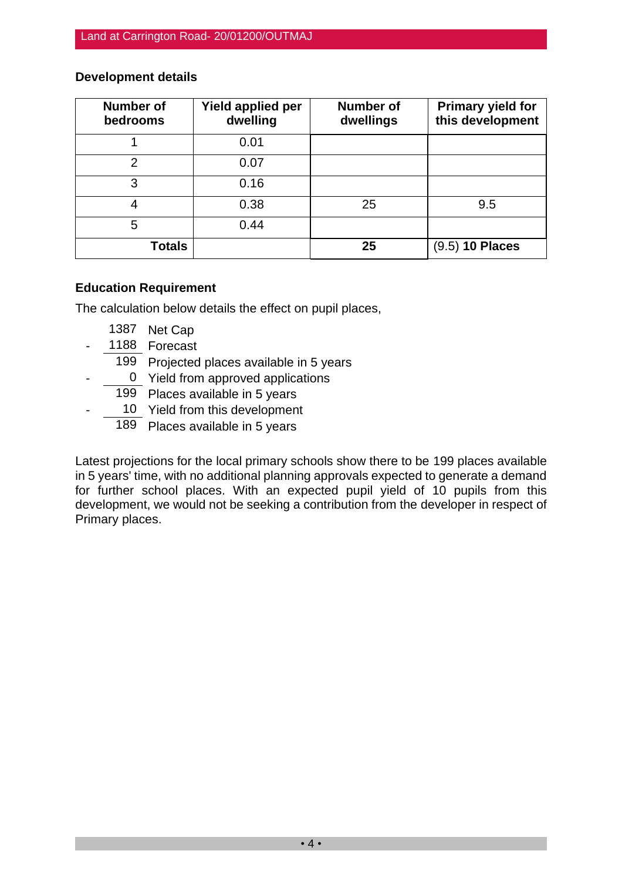## Development details

| Number of bedrooms | Yield applied per dwelling | Number of dwellings | Primary yield for this development |
|---|---|---|---|
| 1 | 0.01 | | |
| 2 | 0.07 | | |
| 3 | 0.16 | | |
| 4 | 0.38 | 25 | 9.5 |
| 5 | 0.44 | | |
| **Totals** | | **25** | (9.5) **10 Places** |

## Education Requirement

The calculation below details the effect on pupil places,

|   |   |   |
|---|---|---|
| | 1387 | Net Cap |
| - | 1188 | Forecast |
| | 199 | Projected places available in 5 years |
| - | 0 | Yield from approved applications |
| | 199 | Places available in 5 years |
| - | 10 | Yield from this development |
| | 189 | Places available in 5 years |

Latest projections for the local primary schools show there to be 199 places available in 5 years' time, with no additional planning approvals expected to generate a demand for further school places. With an expected pupil yield of 10 pupils from this development, we would not be seeking a contribution from the developer in respect of Primary places.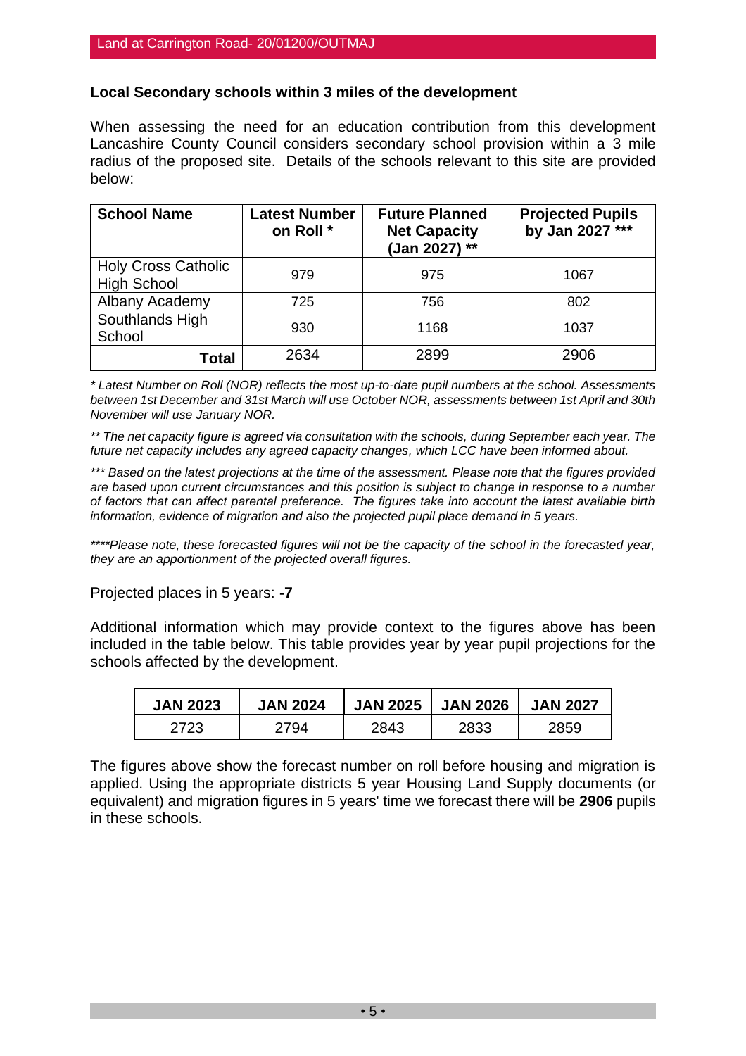**Local Secondary schools within 3 miles of the development**

When assessing the need for an education contribution from this development Lancashire County Council considers secondary school provision within a 3 mile radius of the proposed site. Details of the schools relevant to this site are provided below:

| School Name | Latest Number on Roll * | Future Planned Net Capacity (Jan 2027) ** | Projected Pupils by Jan 2027 *** |
|---|---|---|---|
| Holy Cross Catholic High School | 979 | 975 | 1067 |
| Albany Academy | 725 | 756 | 802 |
| Southlands High School | 930 | 1168 | 1037 |
| **Total** | 2634 | 2899 | 2906 |

*\* Latest Number on Roll (NOR) reflects the most up-to-date pupil numbers at the school. Assessments between 1st December and 31st March will use October NOR, assessments between 1st April and 30th November will use January NOR.*

*\*\* The net capacity figure is agreed via consultation with the schools, during September each year. The future net capacity includes any agreed capacity changes, which LCC have been informed about.*

*\*\*\* Based on the latest projections at the time of the assessment. Please note that the figures provided are based upon current circumstances and this position is subject to change in response to a number of factors that can affect parental preference. The figures take into account the latest available birth information, evidence of migration and also the projected pupil place demand in 5 years.*

*\*\*\*\*Please note, these forecasted figures will not be the capacity of the school in the forecasted year, they are an apportionment of the projected overall figures.*

Projected places in 5 years: **-7**

Additional information which may provide context to the figures above has been included in the table below. This table provides year by year pupil projections for the schools affected by the development.

| JAN 2023 | JAN 2024 | JAN 2025 | JAN 2026 | JAN 2027 |
|---|---|---|---|---|
| 2723 | 2794 | 2843 | 2833 | 2859 |

The figures above show the forecast number on roll before housing and migration is applied. Using the appropriate districts 5 year Housing Land Supply documents (or equivalent) and migration figures in 5 years' time we forecast there will be **2906** pupils in these schools.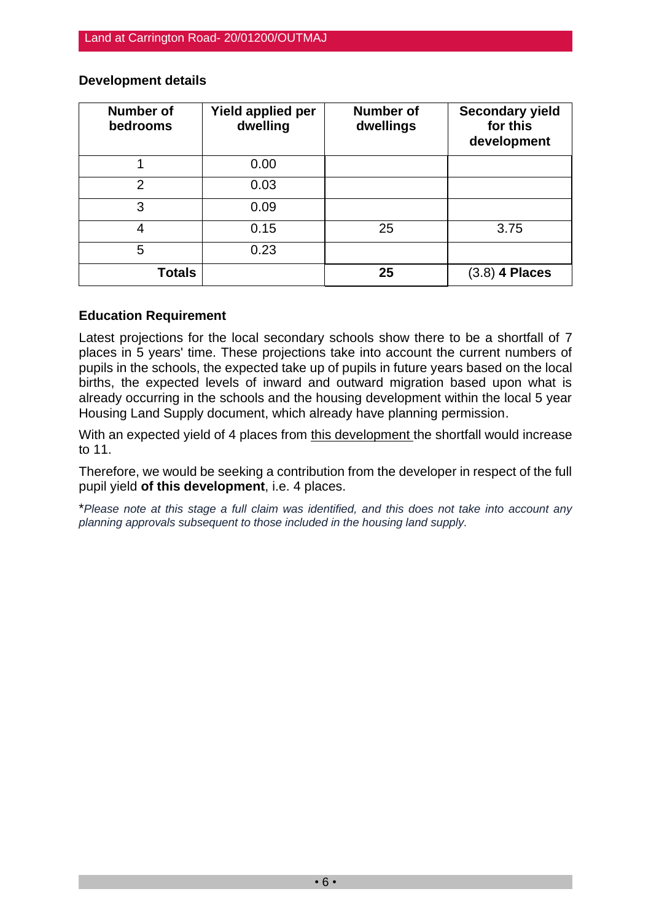### Development details

| Number of bedrooms | Yield applied per dwelling | Number of dwellings | Secondary yield for this development |
|---|---|---|---|
| 1 | 0.00 | | |
| 2 | 0.03 | | |
| 3 | 0.09 | | |
| 4 | 0.15 | 25 | 3.75 |
| 5 | 0.23 | | |
| **Totals** | | **25** | (3.8) **4 Places** |

### Education Requirement

Latest projections for the local secondary schools show there to be a shortfall of 7 places in 5 years' time. These projections take into account the current numbers of pupils in the schools, the expected take up of pupils in future years based on the local births, the expected levels of inward and outward migration based upon what is already occurring in the schools and the housing development within the local 5 year Housing Land Supply document, which already have planning permission.

With an expected yield of 4 places from this development the shortfall would increase to 11.

Therefore, we would be seeking a contribution from the developer in respect of the full pupil yield **of this development**, i.e. 4 places.

*\*Please note at this stage a full claim was identified, and this does not take into account any planning approvals subsequent to those included in the housing land supply.*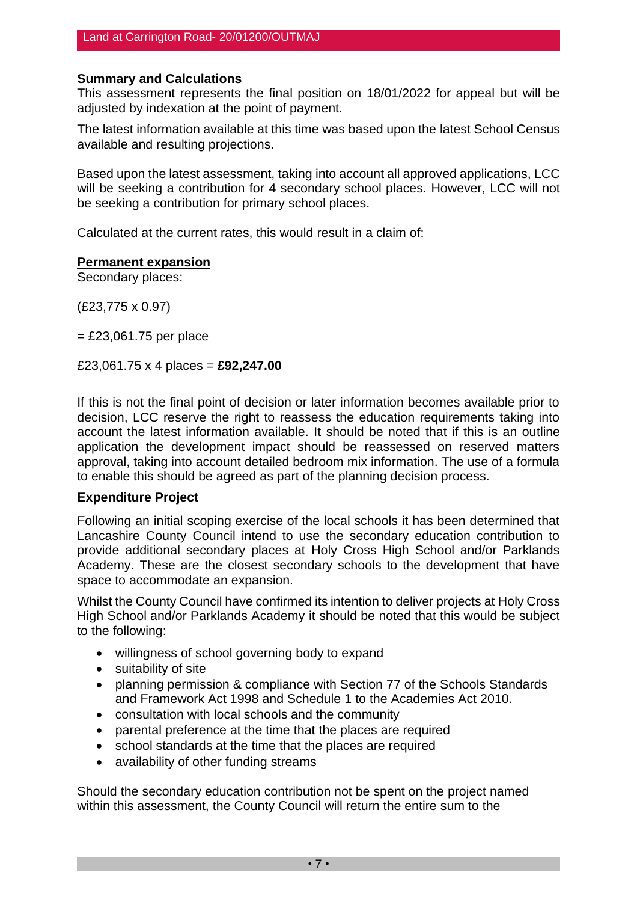**Summary and Calculations**

This assessment represents the final position on 18/01/2022 for appeal but will be adjusted by indexation at the point of payment.

The latest information available at this time was based upon the latest School Census available and resulting projections.

Based upon the latest assessment, taking into account all approved applications, LCC will be seeking a contribution for 4 secondary school places. However, LCC will not be seeking a contribution for primary school places.

Calculated at the current rates, this would result in a claim of:

**<u>Permanent expansion</u>**

Secondary places:

(£23,775 x 0.97)

= £23,061.75 per place

£23,061.75 x 4 places = **£92,247.00**

If this is not the final point of decision or later information becomes available prior to decision, LCC reserve the right to reassess the education requirements taking into account the latest information available. It should be noted that if this is an outline application the development impact should be reassessed on reserved matters approval, taking into account detailed bedroom mix information. The use of a formula to enable this should be agreed as part of the planning decision process.

**Expenditure Project**

Following an initial scoping exercise of the local schools it has been determined that Lancashire County Council intend to use the secondary education contribution to provide additional secondary places at Holy Cross High School and/or Parklands Academy. These are the closest secondary schools to the development that have space to accommodate an expansion.

Whilst the County Council have confirmed its intention to deliver projects at Holy Cross High School and/or Parklands Academy it should be noted that this would be subject to the following:

- willingness of school governing body to expand
- suitability of site
- planning permission & compliance with Section 77 of the Schools Standards and Framework Act 1998 and Schedule 1 to the Academies Act 2010.
- consultation with local schools and the community
- parental preference at the time that the places are required
- school standards at the time that the places are required
- availability of other funding streams

Should the secondary education contribution not be spent on the project named within this assessment, the County Council will return the entire sum to the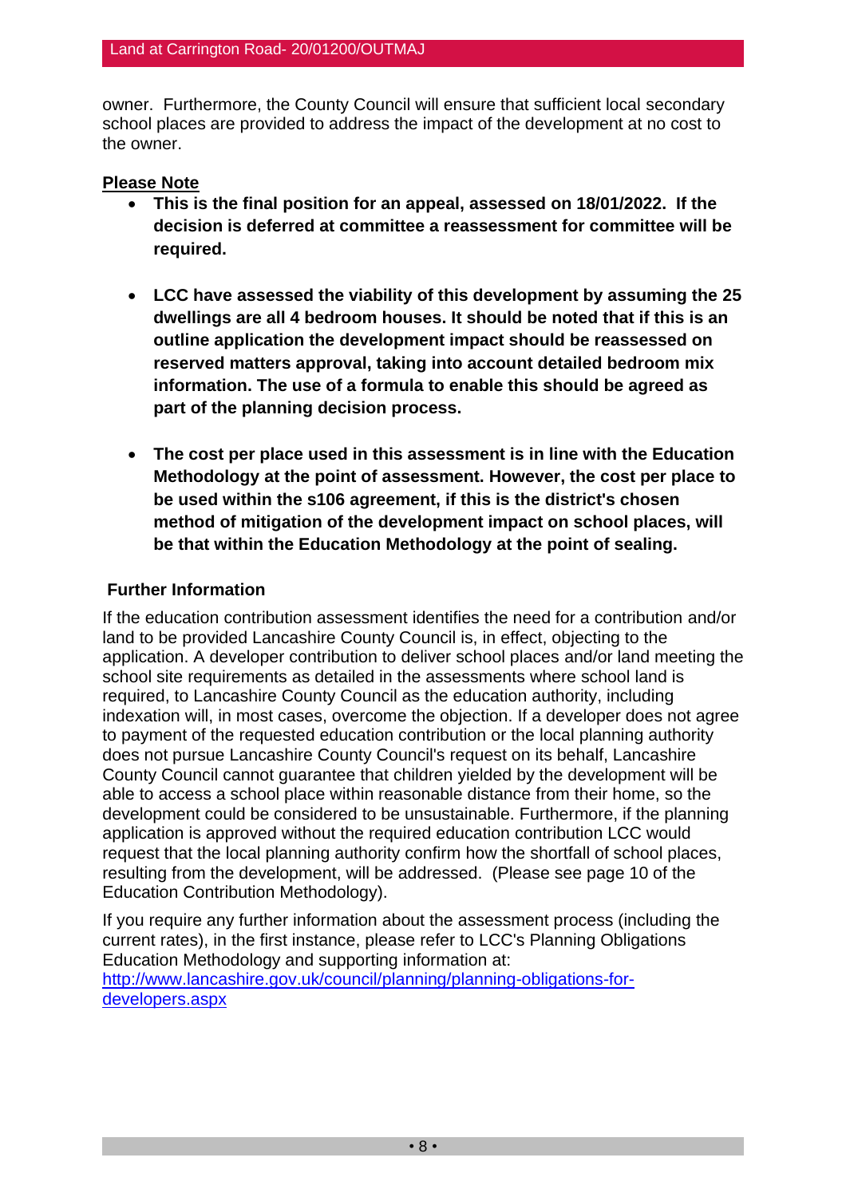owner. Furthermore, the County Council will ensure that sufficient local secondary school places are provided to address the impact of the development at no cost to the owner.

**Please Note**

- **This is the final position for an appeal, assessed on 18/01/2022. If the decision is deferred at committee a reassessment for committee will be required.**

- **LCC have assessed the viability of this development by assuming the 25 dwellings are all 4 bedroom houses. It should be noted that if this is an outline application the development impact should be reassessed on reserved matters approval, taking into account detailed bedroom mix information. The use of a formula to enable this should be agreed as part of the planning decision process.**

- **The cost per place used in this assessment is in line with the Education Methodology at the point of assessment. However, the cost per place to be used within the s106 agreement, if this is the district's chosen method of mitigation of the development impact on school places, will be that within the Education Methodology at the point of sealing.**

**Further Information**

If the education contribution assessment identifies the need for a contribution and/or land to be provided Lancashire County Council is, in effect, objecting to the application. A developer contribution to deliver school places and/or land meeting the school site requirements as detailed in the assessments where school land is required, to Lancashire County Council as the education authority, including indexation will, in most cases, overcome the objection. If a developer does not agree to payment of the requested education contribution or the local planning authority does not pursue Lancashire County Council's request on its behalf, Lancashire County Council cannot guarantee that children yielded by the development will be able to access a school place within reasonable distance from their home, so the development could be considered to be unsustainable. Furthermore, if the planning application is approved without the required education contribution LCC would request that the local planning authority confirm how the shortfall of school places, resulting from the development, will be addressed. (Please see page 10 of the Education Contribution Methodology).

If you require any further information about the assessment process (including the current rates), in the first instance, please refer to LCC's Planning Obligations Education Methodology and supporting information at: [http://www.lancashire.gov.uk/council/planning/planning-obligations-for-developers.aspx](http://www.lancashire.gov.uk/council/planning/planning-obligations-for-developers.aspx)